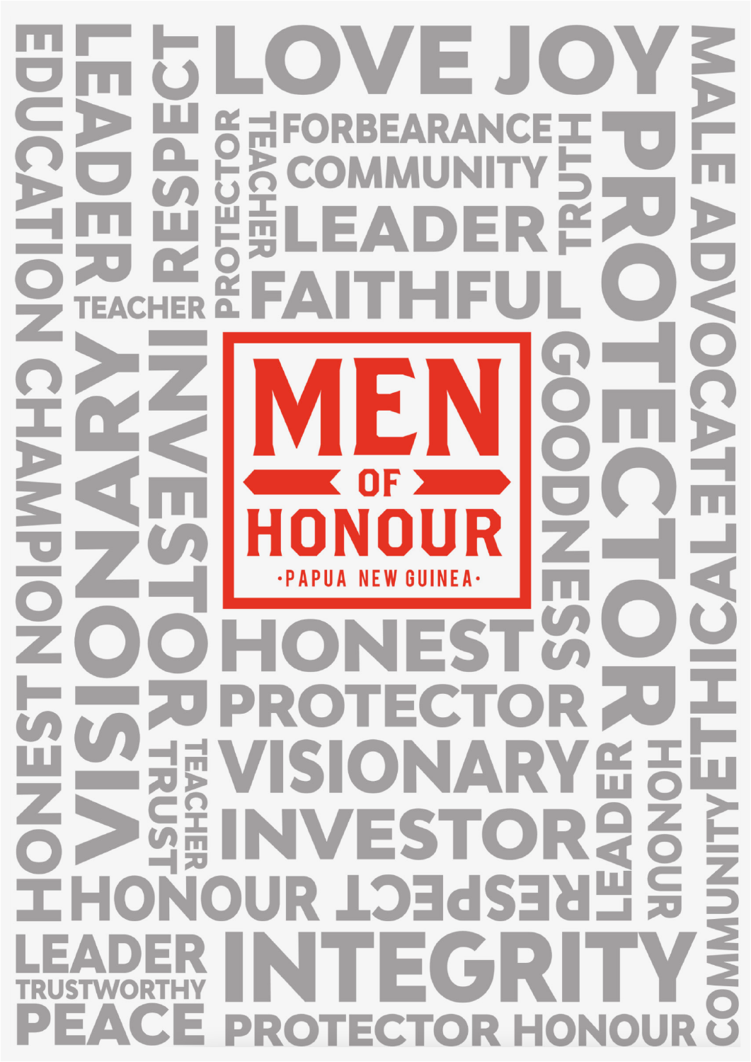# MEN OF HONOUR

**PAPUA NEW GUINEA**

LOVE JOY

FORBEARANCE

COMMUNITY

LEADER

FAITHFUL

TRUTH

TEACHER

PROTECTOR

RESPECT

LEADER

EDUCATION CHAMPION

TEACHER

MALE ADVOCATE

PROTECTOR

GOODNESS

HONEST

PROTECTOR

VISIONARY

INVESTOR

VISIONARY

INVESTOR

HONEST

TRUST

TEACHER

LEADER

HONOUR

ETHICAL

COMMUNITY

HONOUR

RESPECT

LEADER

TRUSTWORTHY

PEACE

INTEGRITY

PROTECTOR HONOUR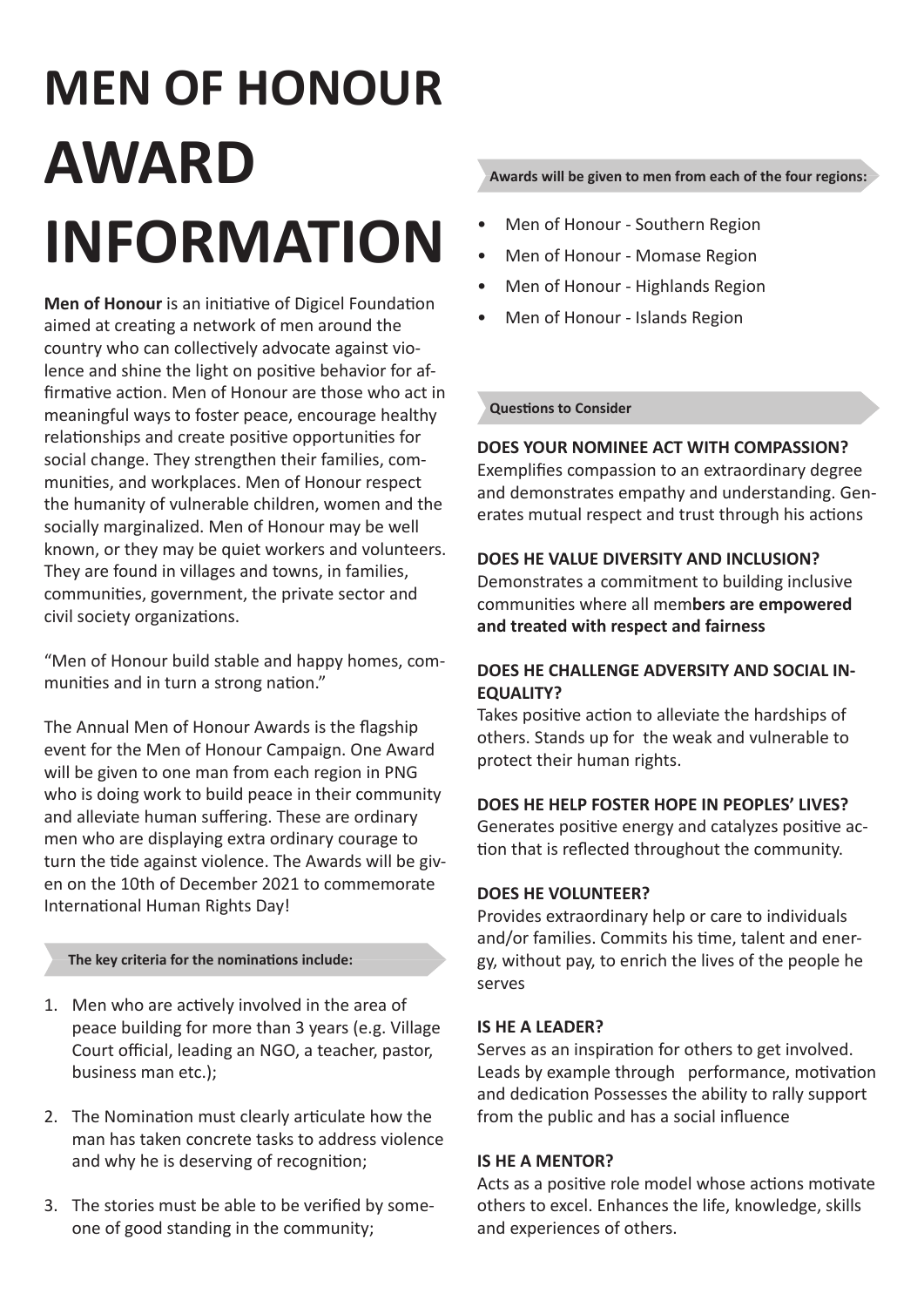# MEN OF HONOUR AWARD INFORMATION

**Men of Honour** is an initiative of Digicel Foundation aimed at creating a network of men around the country who can collectively advocate against violence and shine the light on positive behavior for affirmative action. Men of Honour are those who act in meaningful ways to foster peace, encourage healthy relationships and create positive opportunities for social change. They strengthen their families, communities, and workplaces. Men of Honour respect the humanity of vulnerable children, women and the socially marginalized. Men of Honour may be well known, or they may be quiet workers and volunteers. They are found in villages and towns, in families, communities, government, the private sector and civil society organizations.

"Men of Honour build stable and happy homes, communities and in turn a strong nation."

The Annual Men of Honour Awards is the flagship event for the Men of Honour Campaign. One Award will be given to one man from each region in PNG who is doing work to build peace in their community and alleviate human suffering. These are ordinary men who are displaying extra ordinary courage to turn the tide against violence. The Awards will be given on the 10th of December 2021 to commemorate International Human Rights Day!

**The key criteria for the nominations include:**

1. Men who are actively involved in the area of peace building for more than 3 years (e.g. Village Court official, leading an NGO, a teacher, pastor, business man etc.);
2. The Nomination must clearly articulate how the man has taken concrete tasks to address violence and why he is deserving of recognition;
3. The stories must be able to be verified by someone of good standing in the community;

**Awards will be given to men from each of the four regions:**

- Men of Honour - Southern Region
- Men of Honour - Momase Region
- Men of Honour - Highlands Region
- Men of Honour - Islands Region

**Questions to Consider**

**DOES YOUR NOMINEE ACT WITH COMPASSION?**
Exemplifies compassion to an extraordinary degree and demonstrates empathy and understanding. Generates mutual respect and trust through his actions

**DOES HE VALUE DIVERSITY AND INCLUSION?**
Demonstrates a commitment to building inclusive communities where all mem**bers are empowered and treated with respect and fairness**

**DOES HE CHALLENGE ADVERSITY AND SOCIAL INEQUALITY?**
Takes positive action to alleviate the hardships of others. Stands up for the weak and vulnerable to protect their human rights.

**DOES HE HELP FOSTER HOPE IN PEOPLES' LIVES?**
Generates positive energy and catalyzes positive action that is reflected throughout the community.

**DOES HE VOLUNTEER?**
Provides extraordinary help or care to individuals and/or families. Commits his time, talent and energy, without pay, to enrich the lives of the people he serves

**IS HE A LEADER?**
Serves as an inspiration for others to get involved. Leads by example through performance, motivation and dedication Possesses the ability to rally support from the public and has a social influence

**IS HE A MENTOR?**
Acts as a positive role model whose actions motivate others to excel. Enhances the life, knowledge, skills and experiences of others.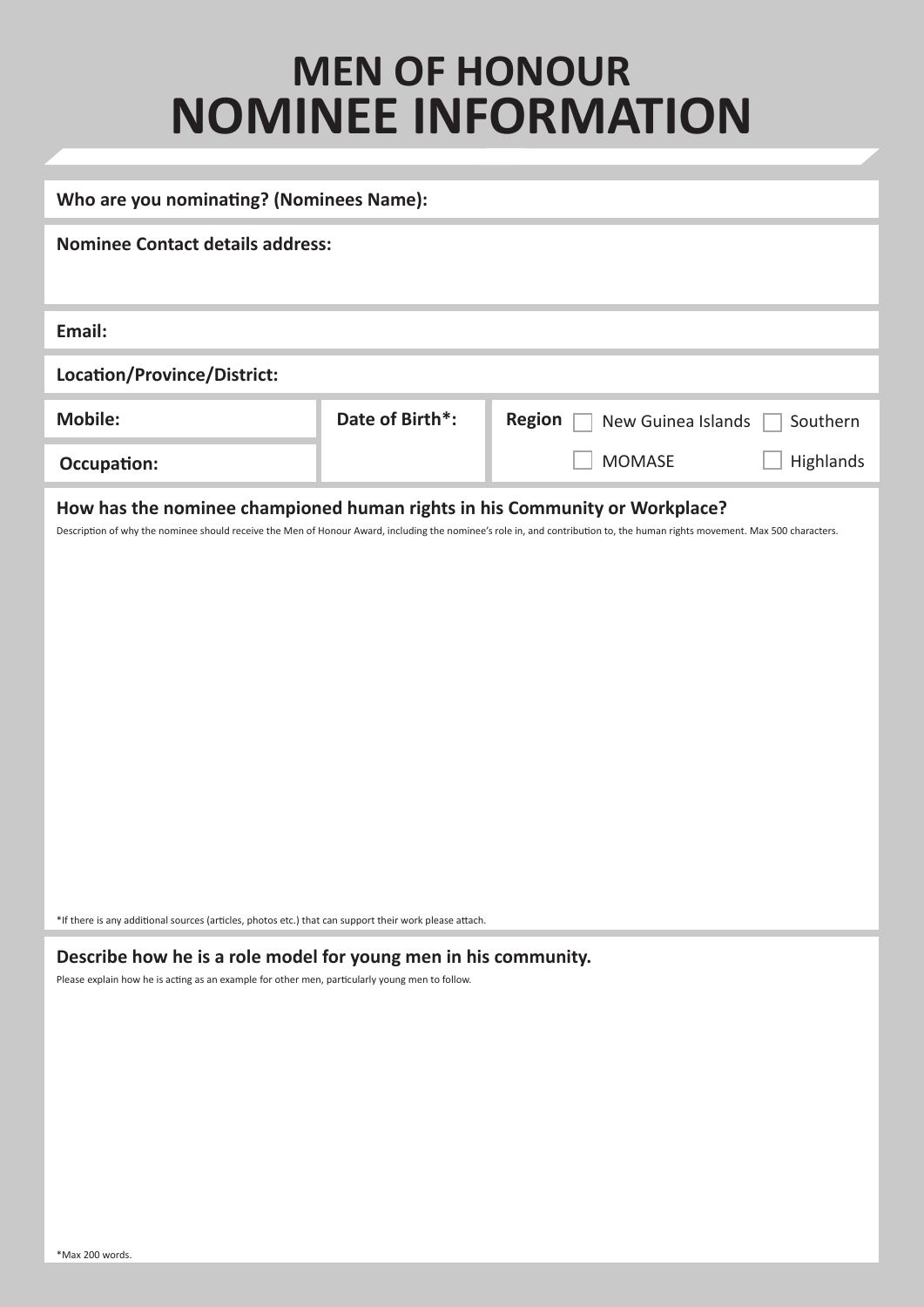# MEN OF HONOUR
# NOMINEE INFORMATION

**Who are you nominating? (Nominees Name):**

**Nominee Contact details address:**

**Email:**

**Location/Province/District:**

| **Mobile:** | **Date of Birth*:** | **Region** ☐ New Guinea Islands ☐ Southern |
| --- | --- | --- |
| **Occupation:** | | ☐ MOMASE ☐ Highlands |

## How has the nominee championed human rights in his Community or Workplace?

Description of why the nominee should receive the Men of Honour Award, including the nominee's role in, and contribution to, the human rights movement. Max 500 characters.

*If there is any additional sources (articles, photos etc.) that can support their work please attach.

## Describe how he is a role model for young men in his community.

Please explain how he is acting as an example for other men, particularly young men to follow.

*Max 200 words.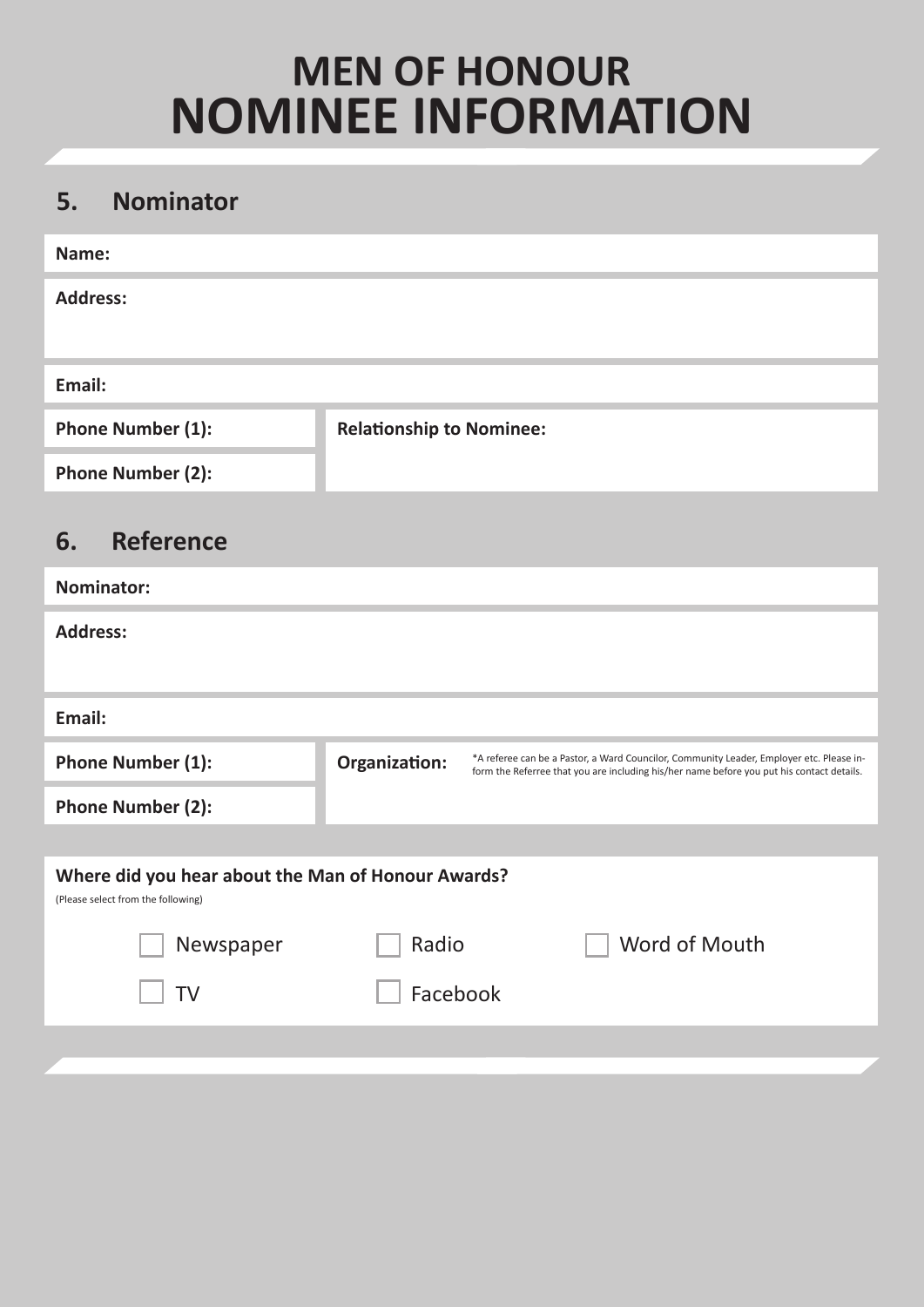# MEN OF HONOUR
# NOMINEE INFORMATION

## 5. Nominator

**Name:**

**Address:**

**Email:**

**Phone Number (1):**

**Phone Number (2):**

**Relationship to Nominee:**

## 6. Reference

**Nominator:**

**Address:**

**Email:**

**Phone Number (1):**

**Phone Number (2):**

**Organization:**

*A referee can be a Pastor, a Ward Councilor, Community Leader, Employer etc. Please inform the Referree that you are including his/her name before you put his contact details.

**Where did you hear about the Man of Honour Awards?**

(Please select from the following)

- ☐ Newspaper
- ☐ Radio
- ☐ Word of Mouth
- ☐ TV
- ☐ Facebook